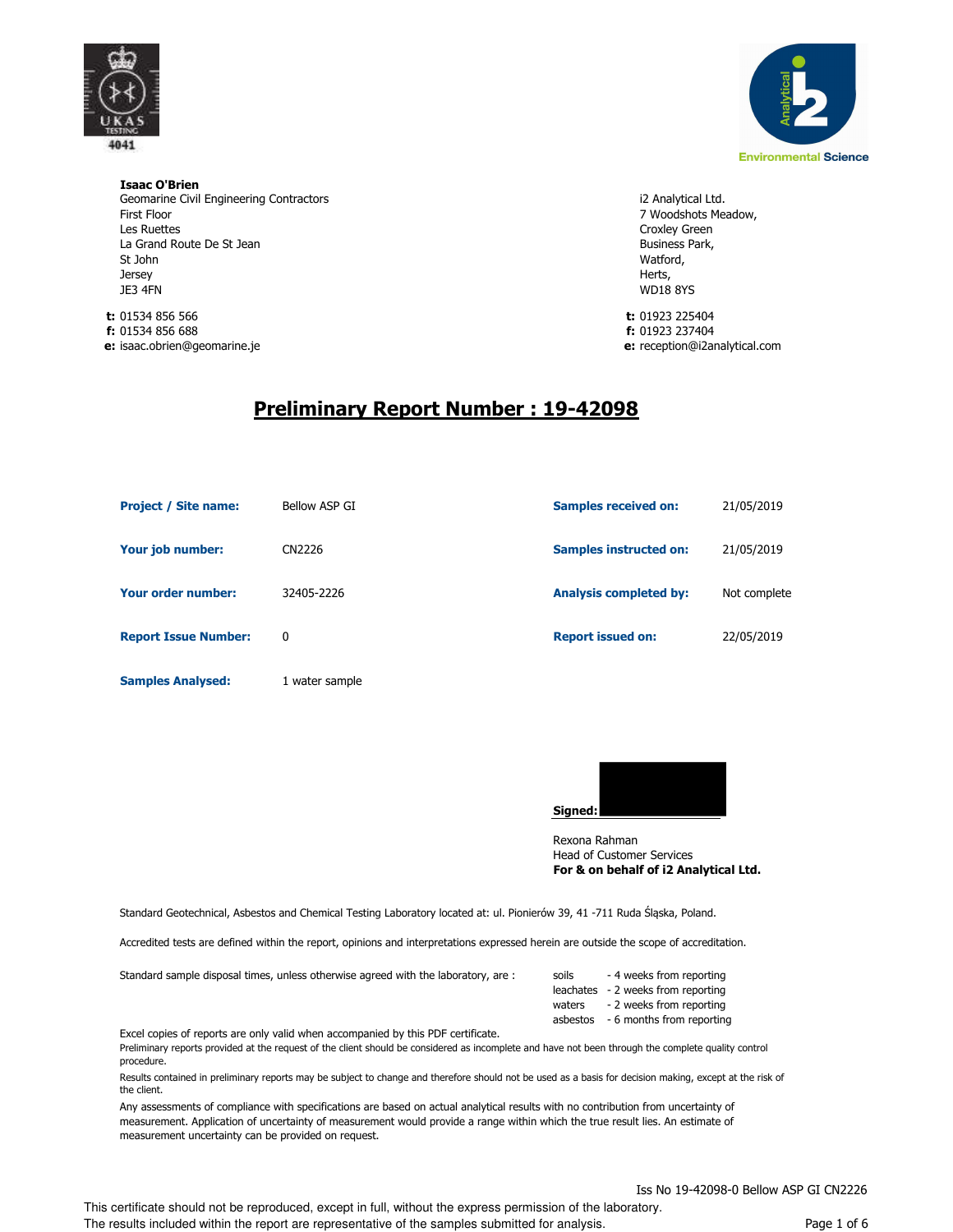**Isaac O'Brien**
Geomarine Civil Engineering Contractors
First Floor
Les Ruettes
La Grand Route De St Jean
St John
Jersey
JE3 4FN

**t:** 01534 856 566
**f:** 01534 856 688
**e:** isaac.obrien@geomarine.je

i2 Analytical Ltd.
7 Woodshots Meadow,
Croxley Green
Business Park,
Watford,
Herts,
WD18 8YS

**t:** 01923 225404
**f:** 01923 237404
**e:** reception@i2analytical.com

# Preliminary Report Number : 19-42098

| | | | |
|---|---|---|---|
| **Project / Site name:** | Bellow ASP GI | **Samples received on:** | 21/05/2019 |
| **Your job number:** | CN2226 | **Samples instructed on:** | 21/05/2019 |
| **Your order number:** | 32405-2226 | **Analysis completed by:** | Not complete |
| **Report Issue Number:** | 0 | **Report issued on:** | 22/05/2019 |
| **Samples Analysed:** | 1 water sample | | |

**Signed:**

Rexona Rahman
Head of Customer Services
**For & on behalf of i2 Analytical Ltd.**

Standard Geotechnical, Asbestos and Chemical Testing Laboratory located at: ul. Pionierów 39, 41 -711 Ruda Śląska, Poland.

Accredited tests are defined within the report, opinions and interpretations expressed herein are outside the scope of accreditation.

Standard sample disposal times, unless otherwise agreed with the laboratory, are :

| | |
|---|---|
| soils | - 4 weeks from reporting |
| leachates | - 2 weeks from reporting |
| waters | - 2 weeks from reporting |
| asbestos | - 6 months from reporting |

Excel copies of reports are only valid when accompanied by this PDF certificate.

Preliminary reports provided at the request of the client should be considered as incomplete and have not been through the complete quality control procedure.

Results contained in preliminary reports may be subject to change and therefore should not be used as a basis for decision making, except at the risk of the client.

Any assessments of compliance with specifications are based on actual analytical results with no contribution from uncertainty of measurement. Application of uncertainty of measurement would provide a range within which the true result lies. An estimate of measurement uncertainty can be provided on request.

Iss No 19-42098-0 Bellow ASP GI CN2226

This certificate should not be reproduced, except in full, without the express permission of the laboratory.
The results included within the report are representative of the samples submitted for analysis.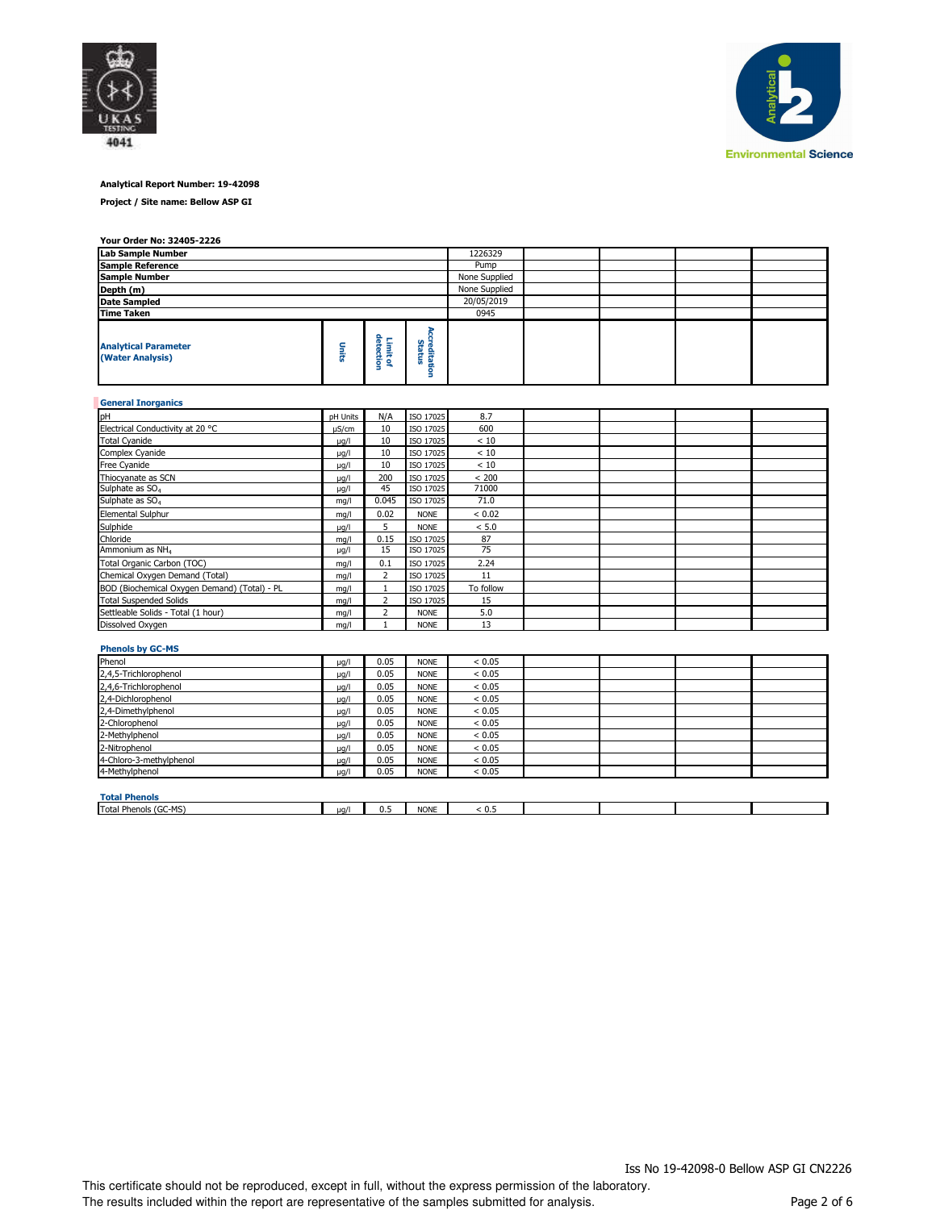**Analytical Report Number: 19-42098**

**Project / Site name: Bellow ASP GI**

**Your Order No: 32405-2226**

| **Lab Sample Number** | | | | 1226329 | | | | |
|---|---|---|---|---|---|---|---|---|
| **Sample Reference** | | | | Pump | | | | |
| **Sample Number** | | | | None Supplied | | | | |
| **Depth (m)** | | | | None Supplied | | | | |
| **Date Sampled** | | | | 20/05/2019 | | | | |
| **Time Taken** | | | | 0945 | | | | |
| **Analytical Parameter (Water Analysis)** | **Units** | **Limit of detection** | **Accreditation Status** | | | | | |
| **General Inorganics** | | | | | | | | |
| pH | pH Units | N/A | ISO 17025 | 8.7 | | | | |
| Electrical Conductivity at 20 °C | µS/cm | 10 | ISO 17025 | 600 | | | | |
| Total Cyanide | µg/l | 10 | ISO 17025 | < 10 | | | | |
| Complex Cyanide | µg/l | 10 | ISO 17025 | < 10 | | | | |
| Free Cyanide | µg/l | 10 | ISO 17025 | < 10 | | | | |
| Thiocyanate as SCN | µg/l | 200 | ISO 17025 | < 200 | | | | |
| Sulphate as $SO_4$ | µg/l | 45 | ISO 17025 | 71000 | | | | |
| Sulphate as $SO_4$ | mg/l | 0.045 | ISO 17025 | 71.0 | | | | |
| Elemental Sulphur | mg/l | 0.02 | NONE | < 0.02 | | | | |
| Sulphide | µg/l | 5 | NONE | < 5.0 | | | | |
| Chloride | mg/l | 0.15 | ISO 17025 | 87 | | | | |
| Ammonium as $NH_4$ | µg/l | 15 | ISO 17025 | 75 | | | | |
| Total Organic Carbon (TOC) | mg/l | 0.1 | ISO 17025 | 2.24 | | | | |
| Chemical Oxygen Demand (Total) | mg/l | 2 | ISO 17025 | 11 | | | | |
| BOD (Biochemical Oxygen Demand) (Total) - PL | mg/l | 1 | ISO 17025 | To follow | | | | |
| Total Suspended Solids | mg/l | 2 | ISO 17025 | 15 | | | | |
| Settleable Solids - Total (1 hour) | mg/l | 2 | NONE | 5.0 | | | | |
| Dissolved Oxygen | mg/l | 1 | NONE | 13 | | | | |
| **Phenols by GC-MS** | | | | | | | | |
| Phenol | µg/l | 0.05 | NONE | < 0.05 | | | | |
| 2,4,5-Trichlorophenol | µg/l | 0.05 | NONE | < 0.05 | | | | |
| 2,4,6-Trichlorophenol | µg/l | 0.05 | NONE | < 0.05 | | | | |
| 2,4-Dichlorophenol | µg/l | 0.05 | NONE | < 0.05 | | | | |
| 2,4-Dimethylphenol | µg/l | 0.05 | NONE | < 0.05 | | | | |
| 2-Chlorophenol | µg/l | 0.05 | NONE | < 0.05 | | | | |
| 2-Methylphenol | µg/l | 0.05 | NONE | < 0.05 | | | | |
| 2-Nitrophenol | µg/l | 0.05 | NONE | < 0.05 | | | | |
| 4-Chloro-3-methylphenol | µg/l | 0.05 | NONE | < 0.05 | | | | |
| 4-Methylphenol | µg/l | 0.05 | NONE | < 0.05 | | | | |
| **Total Phenols** | | | | | | | | |
| Total Phenols (GC-MS) | µg/l | 0.5 | NONE | < 0.5 | | | | |

Iss No 19-42098-0 Bellow ASP GI CN2226

This certificate should not be reproduced, except in full, without the express permission of the laboratory.
The results included within the report are representative of the samples submitted for analysis.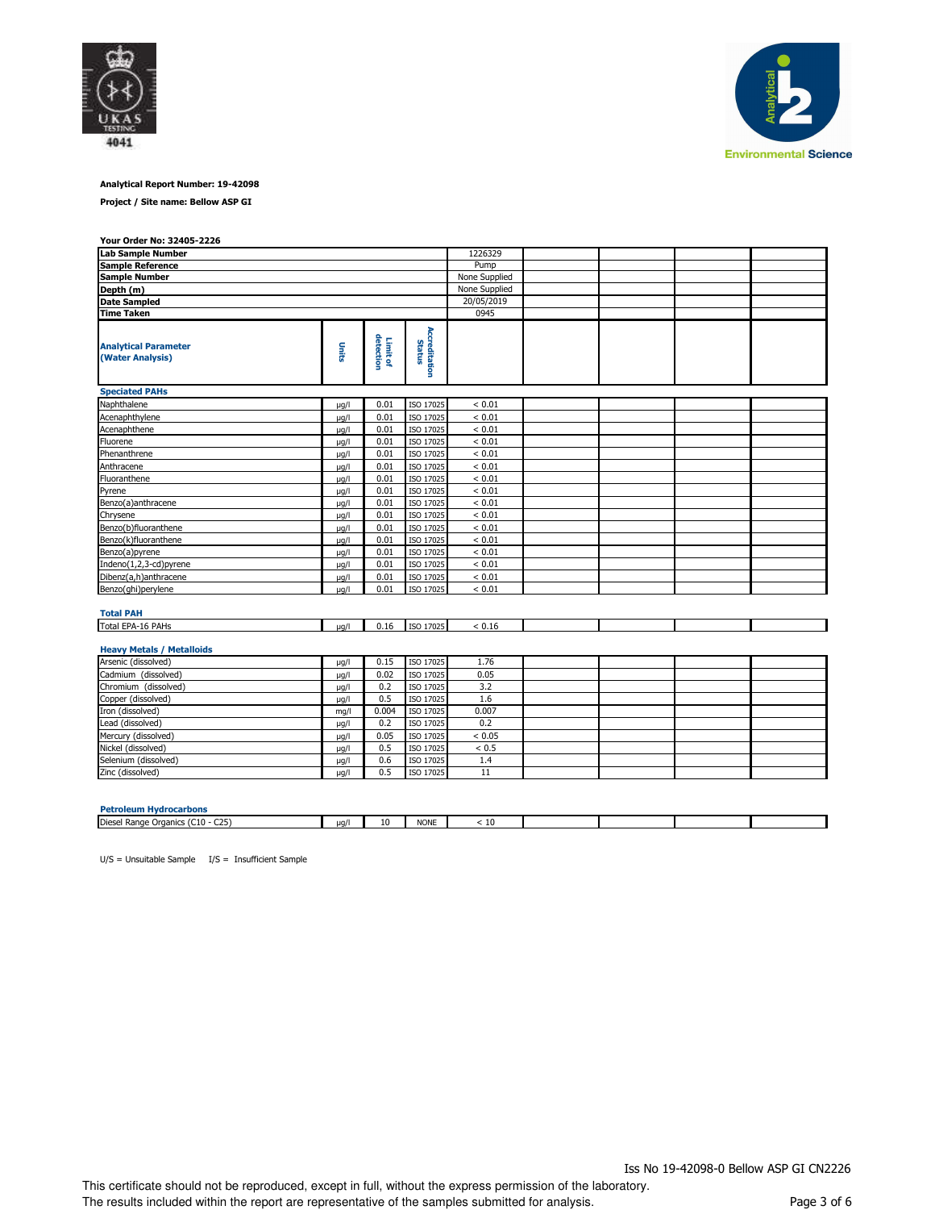**Analytical Report Number: 19-42098**

**Project / Site name: Bellow ASP GI**

**Your Order No: 32405-2226**

| **Lab Sample Number** | | | | 1226329 | | | | |
|---|---|---|---|---|---|---|---|---|
| **Sample Reference** | | | | Pump | | | | |
| **Sample Number** | | | | None Supplied | | | | |
| **Depth (m)** | | | | None Supplied | | | | |
| **Date Sampled** | | | | 20/05/2019 | | | | |
| **Time Taken** | | | | 0945 | | | | |
| **Analytical Parameter (Water Analysis)** | **Units** | **Limit of detection** | **Accreditation Status** | | | | | |
| **Speciated PAHs** | | | | | | | | |
| Naphthalene | µg/l | 0.01 | ISO 17025 | < 0.01 | | | | |
| Acenaphthylene | µg/l | 0.01 | ISO 17025 | < 0.01 | | | | |
| Acenaphthene | µg/l | 0.01 | ISO 17025 | < 0.01 | | | | |
| Fluorene | µg/l | 0.01 | ISO 17025 | < 0.01 | | | | |
| Phenanthrene | µg/l | 0.01 | ISO 17025 | < 0.01 | | | | |
| Anthracene | µg/l | 0.01 | ISO 17025 | < 0.01 | | | | |
| Fluoranthene | µg/l | 0.01 | ISO 17025 | < 0.01 | | | | |
| Pyrene | µg/l | 0.01 | ISO 17025 | < 0.01 | | | | |
| Benzo(a)anthracene | µg/l | 0.01 | ISO 17025 | < 0.01 | | | | |
| Chrysene | µg/l | 0.01 | ISO 17025 | < 0.01 | | | | |
| Benzo(b)fluoranthene | µg/l | 0.01 | ISO 17025 | < 0.01 | | | | |
| Benzo(k)fluoranthene | µg/l | 0.01 | ISO 17025 | < 0.01 | | | | |
| Benzo(a)pyrene | µg/l | 0.01 | ISO 17025 | < 0.01 | | | | |
| Indeno(1,2,3-cd)pyrene | µg/l | 0.01 | ISO 17025 | < 0.01 | | | | |
| Dibenz(a,h)anthracene | µg/l | 0.01 | ISO 17025 | < 0.01 | | | | |
| Benzo(ghi)perylene | µg/l | 0.01 | ISO 17025 | < 0.01 | | | | |
| **Total PAH** | | | | | | | | |
| Total EPA-16 PAHs | µg/l | 0.16 | ISO 17025 | < 0.16 | | | | |
| **Heavy Metals / Metalloids** | | | | | | | | |
| Arsenic (dissolved) | µg/l | 0.15 | ISO 17025 | 1.76 | | | | |
| Cadmium (dissolved) | µg/l | 0.02 | ISO 17025 | 0.05 | | | | |
| Chromium (dissolved) | µg/l | 0.2 | ISO 17025 | 3.2 | | | | |
| Copper (dissolved) | µg/l | 0.5 | ISO 17025 | 1.6 | | | | |
| Iron (dissolved) | mg/l | 0.004 | ISO 17025 | 0.007 | | | | |
| Lead (dissolved) | µg/l | 0.2 | ISO 17025 | 0.2 | | | | |
| Mercury (dissolved) | µg/l | 0.05 | ISO 17025 | < 0.05 | | | | |
| Nickel (dissolved) | µg/l | 0.5 | ISO 17025 | < 0.5 | | | | |
| Selenium (dissolved) | µg/l | 0.6 | ISO 17025 | 1.4 | | | | |
| Zinc (dissolved) | µg/l | 0.5 | ISO 17025 | 11 | | | | |
| **Petroleum Hydrocarbons** | | | | | | | | |
| Diesel Range Organics (C10 - C25) | µg/l | 10 | NONE | < 10 | | | | |

U/S = Unsuitable Sample I/S = Insufficient Sample

Iss No 19-42098-0 Bellow ASP GI CN2226

This certificate should not be reproduced, except in full, without the express permission of the laboratory.
The results included within the report are representative of the samples submitted for analysis.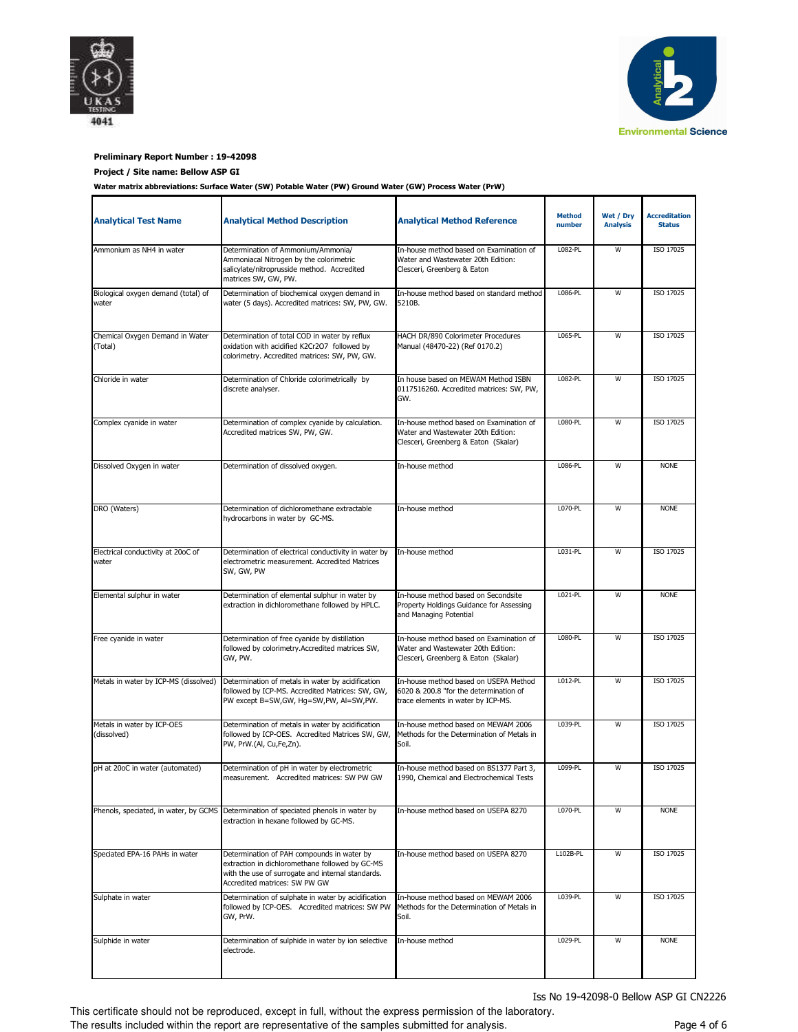**Preliminary Report Number : 19-42098**

**Project / Site name: Bellow ASP GI**

**Water matrix abbreviations: Surface Water (SW) Potable Water (PW) Ground Water (GW) Process Water (PrW)**

| Analytical Test Name | Analytical Method Description | Analytical Method Reference | Method number | Wet / Dry Analysis | Accreditation Status |
|---|---|---|---|---|---|
| Ammonium as NH4 in water | Determination of Ammonium/Ammonia/ Ammoniacal Nitrogen by the colorimetric salicylate/nitroprusside method. Accredited matrices SW, GW, PW. | In-house method based on Examination of Water and Wastewater 20th Edition: Clesceri, Greenberg & Eaton | L082-PL | W | ISO 17025 |
| Biological oxygen demand (total) of water | Determination of biochemical oxygen demand in water (5 days). Accredited matrices: SW, PW, GW. | In-house method based on standard method 5210B. | L086-PL | W | ISO 17025 |
| Chemical Oxygen Demand in Water (Total) | Determination of total COD in water by reflux oxidation with acidified $K_2Cr_2O_7$ followed by colorimetry. Accredited matrices: SW, PW, GW. | HACH DR/890 Colorimeter Procedures Manual (48470-22) (Ref 0170.2) | L065-PL | W | ISO 17025 |
| Chloride in water | Determination of Chloride colorimetrically by discrete analyser. | In house based on MEWAM Method ISBN 0117516260. Accredited matrices: SW, PW, GW. | L082-PL | W | ISO 17025 |
| Complex cyanide in water | Determination of complex cyanide by calculation. Accredited matrices SW, PW, GW. | In-house method based on Examination of Water and Wastewater 20th Edition: Clesceri, Greenberg & Eaton (Skalar) | L080-PL | W | ISO 17025 |
| Dissolved Oxygen in water | Determination of dissolved oxygen. | In-house method | L086-PL | W | NONE |
| DRO (Waters) | Determination of dichloromethane extractable hydrocarbons in water by GC-MS. | In-house method | L070-PL | W | NONE |
| Electrical conductivity at 20oC of water | Determination of electrical conductivity in water by electrometric measurement. Accredited Matrices SW, GW, PW | In-house method | L031-PL | W | ISO 17025 |
| Elemental sulphur in water | Determination of elemental sulphur in water by extraction in dichloromethane followed by HPLC. | In-house method based on Secondsite Property Holdings Guidance for Assessing and Managing Potential | L021-PL | W | NONE |
| Free cyanide in water | Determination of free cyanide by distillation followed by colorimetry.Accredited matrices SW, GW, PW. | In-house method based on Examination of Water and Wastewater 20th Edition: Clesceri, Greenberg & Eaton (Skalar) | L080-PL | W | ISO 17025 |
| Metals in water by ICP-MS (dissolved) | Determination of metals in water by acidification followed by ICP-MS. Accredited Matrices: SW, GW, PW except B=SW,GW, Hg=SW,PW, Al=SW,PW. | In-house method based on USEPA Method 6020 & 200.8 "for the determination of trace elements in water by ICP-MS. | L012-PL | W | ISO 17025 |
| Metals in water by ICP-OES (dissolved) | Determination of metals in water by acidification followed by ICP-OES. Accredited Matrices SW, GW, PW, PrW.(Al, Cu,Fe,Zn). | In-house method based on MEWAM 2006 Methods for the Determination of Metals in Soil. | L039-PL | W | ISO 17025 |
| pH at 20oC in water (automated) | Determination of pH in water by electrometric measurement. Accredited matrices: SW PW GW | In-house method based on BS1377 Part 3, 1990, Chemical and Electrochemical Tests | L099-PL | W | ISO 17025 |
| Phenols, speciated, in water, by GCMS | Determination of speciated phenols in water by extraction in hexane followed by GC-MS. | In-house method based on USEPA 8270 | L070-PL | W | NONE |
| Speciated EPA-16 PAHs in water | Determination of PAH compounds in water by extraction in dichloromethane followed by GC-MS with the use of surrogate and internal standards. Accredited matrices: SW PW GW | In-house method based on USEPA 8270 | L102B-PL | W | ISO 17025 |
| Sulphate in water | Determination of sulphate in water by acidification followed by ICP-OES. Accredited matrices: SW PW GW, PrW. | In-house method based on MEWAM 2006 Methods for the Determination of Metals in Soil. | L039-PL | W | ISO 17025 |
| Sulphide in water | Determination of sulphide in water by ion selective electrode. | In-house method | L029-PL | W | NONE |

Iss No 19-42098-0 Bellow ASP GI CN2226

This certificate should not be reproduced, except in full, without the express permission of the laboratory.
The results included within the report are representative of the samples submitted for analysis.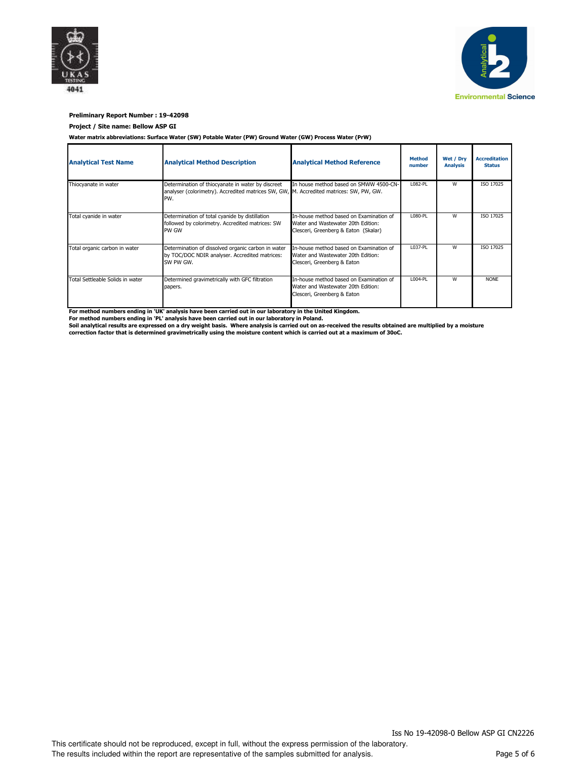**Preliminary Report Number : 19-42098**

**Project / Site name: Bellow ASP GI**

**Water matrix abbreviations: Surface Water (SW) Potable Water (PW) Ground Water (GW) Process Water (PrW)**

| Analytical Test Name | Analytical Method Description | Analytical Method Reference | Method number | Wet / Dry Analysis | Accreditation Status |
|---|---|---|---|---|---|
| Thiocyanate in water | Determination of thiocyanate in water by discreet analyser (colorimetry). Accredited matrices SW, GW, PW. | In house method based on SMWW 4500-CN-M. Accredited matrices: SW, PW, GW. | L082-PL | W | ISO 17025 |
| Total cyanide in water | Determination of total cyanide by distillation followed by colorimetry. Accredited matrices: SW PW GW | In-house method based on Examination of Water and Wastewater 20th Edition: Clesceri, Greenberg & Eaton (Skalar) | L080-PL | W | ISO 17025 |
| Total organic carbon in water | Determination of dissolved organic carbon in water by TOC/DOC NDIR analyser. Accredited matrices: SW PW GW. | In-house method based on Examination of Water and Wastewater 20th Edition: Clesceri, Greenberg & Eaton | L037-PL | W | ISO 17025 |
| Total Settleable Solids in water | Determined gravimetrically with GFC filtration papers. | In-house method based on Examination of Water and Wastewater 20th Edition: Clesceri, Greenberg & Eaton | L004-PL | W | NONE |

**For method numbers ending in 'UK' analysis have been carried out in our laboratory in the United Kingdom.**
**For method numbers ending in 'PL' analysis have been carried out in our laboratory in Poland.**
**Soil analytical results are expressed on a dry weight basis. Where analysis is carried out on as-received the results obtained are multiplied by a moisture correction factor that is determined gravimetrically using the moisture content which is carried out at a maximum of 30oC.**

Iss No 19-42098-0 Bellow ASP GI CN2226

This certificate should not be reproduced, except in full, without the express permission of the laboratory.
The results included within the report are representative of the samples submitted for analysis.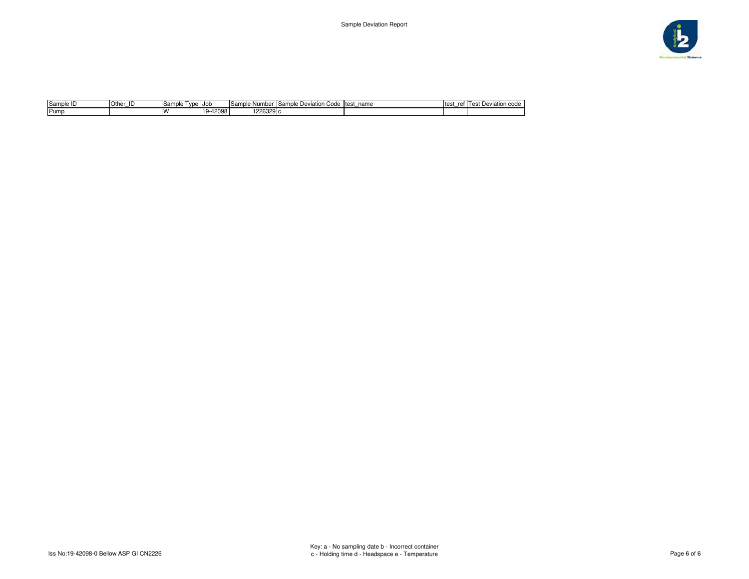# Sample Deviation Report

| Sample ID | Other_ID | Sample Type | Job | Sample Number | Sample Deviation Code | test_name | test_ref | Test Deviation code |
|---|---|---|---|---|---|---|---|---|
| Pump | | W | 19-42098 | 1226329 | c | | | |

Iss No:19-42098-0 Bellow ASP GI CN2226

Key: a - No sampling date b - Incorrect container
c - Holding time d - Headspace e - Temperature